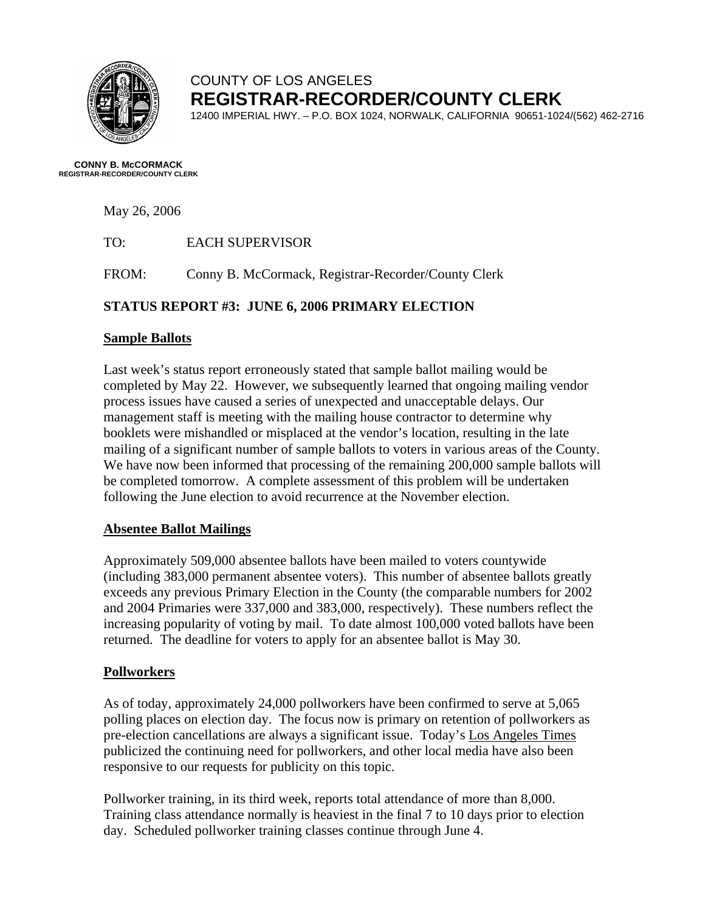COUNTY OF LOS ANGELES

**REGISTRAR-RECORDER/COUNTY CLERK**

12400 IMPERIAL HWY. – P.O. BOX 1024, NORWALK, CALIFORNIA 90651-1024/(562) 462-2716

**CONNY B. McCORMACK**
**REGISTRAR-RECORDER/COUNTY CLERK**

May 26, 2006

TO: EACH SUPERVISOR

FROM: Conny B. McCormack, Registrar-Recorder/County Clerk

**STATUS REPORT #3: JUNE 6, 2006 PRIMARY ELECTION**

**Sample Ballots**

Last week's status report erroneously stated that sample ballot mailing would be completed by May 22. However, we subsequently learned that ongoing mailing vendor process issues have caused a series of unexpected and unacceptable delays. Our management staff is meeting with the mailing house contractor to determine why booklets were mishandled or misplaced at the vendor's location, resulting in the late mailing of a significant number of sample ballots to voters in various areas of the County. We have now been informed that processing of the remaining 200,000 sample ballots will be completed tomorrow. A complete assessment of this problem will be undertaken following the June election to avoid recurrence at the November election.

**Absentee Ballot Mailings**

Approximately 509,000 absentee ballots have been mailed to voters countywide (including 383,000 permanent absentee voters). This number of absentee ballots greatly exceeds any previous Primary Election in the County (the comparable numbers for 2002 and 2004 Primaries were 337,000 and 383,000, respectively). These numbers reflect the increasing popularity of voting by mail. To date almost 100,000 voted ballots have been returned. The deadline for voters to apply for an absentee ballot is May 30.

**Pollworkers**

As of today, approximately 24,000 pollworkers have been confirmed to serve at 5,065 polling places on election day. The focus now is primary on retention of pollworkers as pre-election cancellations are always a significant issue. Today's Los Angeles Times publicized the continuing need for pollworkers, and other local media have also been responsive to our requests for publicity on this topic.

Pollworker training, in its third week, reports total attendance of more than 8,000. Training class attendance normally is heaviest in the final 7 to 10 days prior to election day. Scheduled pollworker training classes continue through June 4.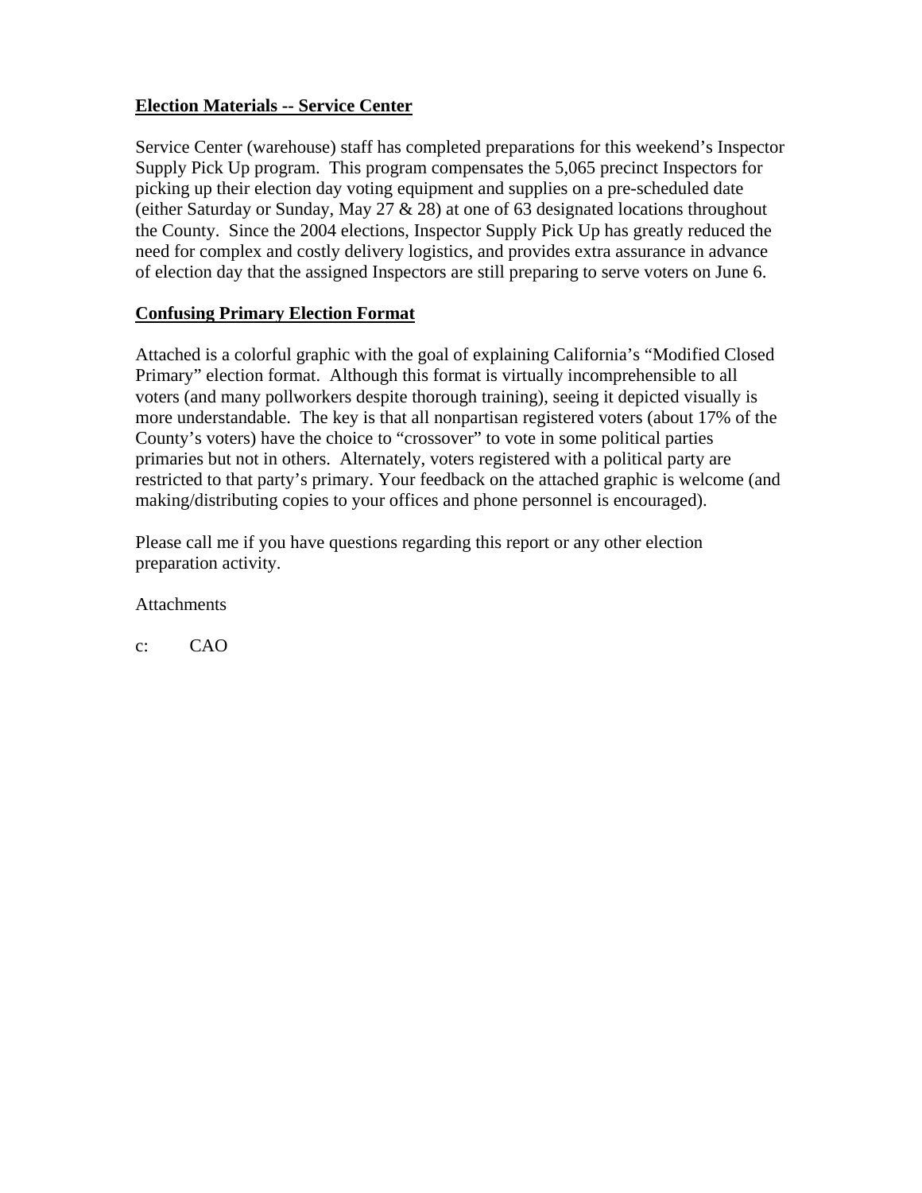**Election Materials -- Service Center**

Service Center (warehouse) staff has completed preparations for this weekend's Inspector Supply Pick Up program. This program compensates the 5,065 precinct Inspectors for picking up their election day voting equipment and supplies on a pre-scheduled date (either Saturday or Sunday, May 27 & 28) at one of 63 designated locations throughout the County. Since the 2004 elections, Inspector Supply Pick Up has greatly reduced the need for complex and costly delivery logistics, and provides extra assurance in advance of election day that the assigned Inspectors are still preparing to serve voters on June 6.

**Confusing Primary Election Format**

Attached is a colorful graphic with the goal of explaining California's "Modified Closed Primary" election format. Although this format is virtually incomprehensible to all voters (and many pollworkers despite thorough training), seeing it depicted visually is more understandable. The key is that all nonpartisan registered voters (about 17% of the County's voters) have the choice to "crossover" to vote in some political parties primaries but not in others. Alternately, voters registered with a political party are restricted to that party's primary. Your feedback on the attached graphic is welcome (and making/distributing copies to your offices and phone personnel is encouraged).

Please call me if you have questions regarding this report or any other election preparation activity.

Attachments

c: CAO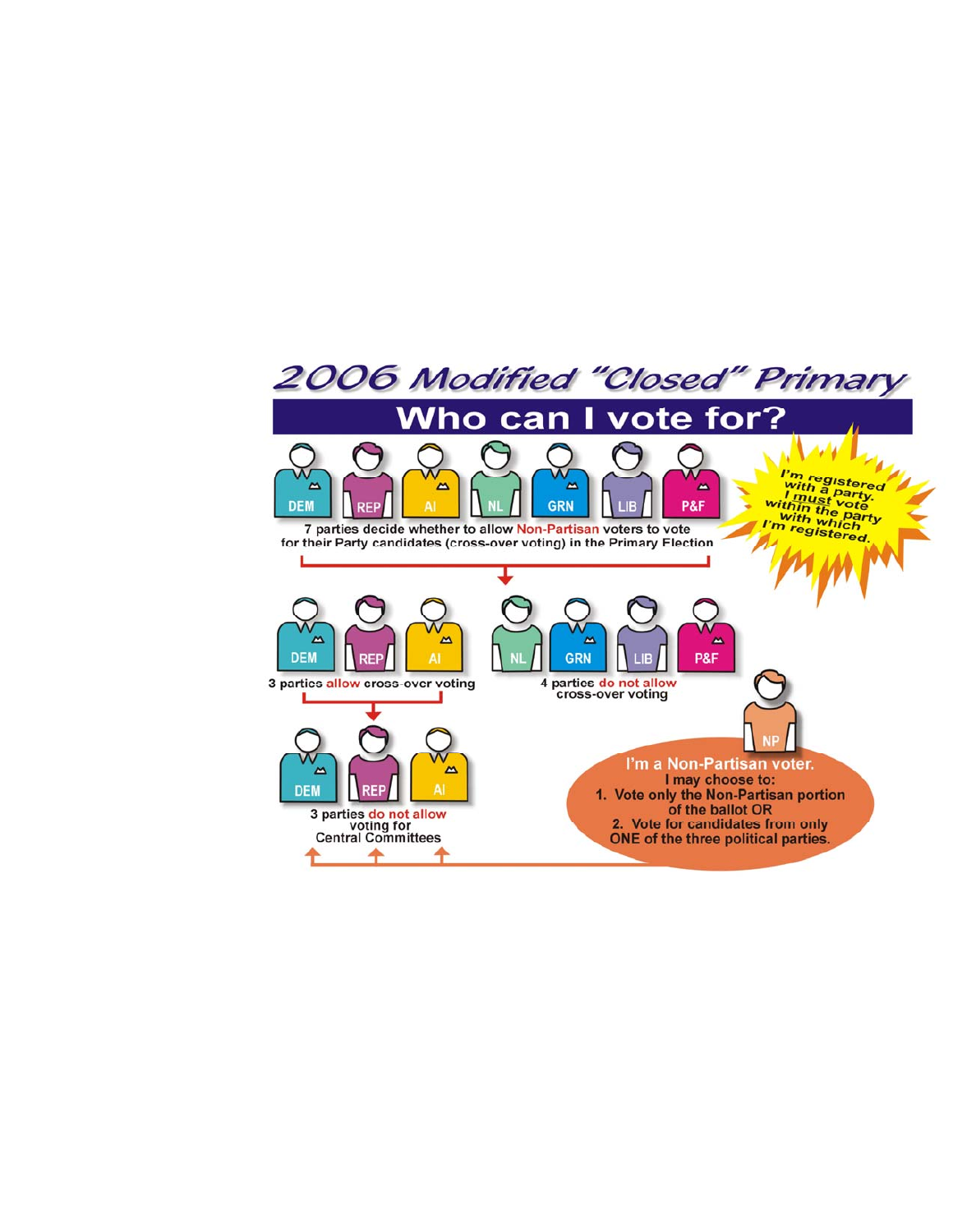# 2006 Modified "Closed" Primary

## Who can I vote for?

DEM REP AI NL GRN LIB P&F

7 parties decide whether to allow Non-Partisan voters to vote for their Party candidates (cross-over voting) in the Primary Election

I'm registered with a party. I **must** vote within the party with which I'm registered.

DEM REP AI

3 parties allow cross-over voting

NL GRN LIB P&F

4 parties do not allow cross-over voting

DEM REP AI

3 parties do not allow voting for Central Committees

NP

I'm a Non-Partisan voter.
I may choose to:

1. Vote only the Non-Partisan portion of the ballot OR
2. Vote for candidates from only ONE of the three political parties.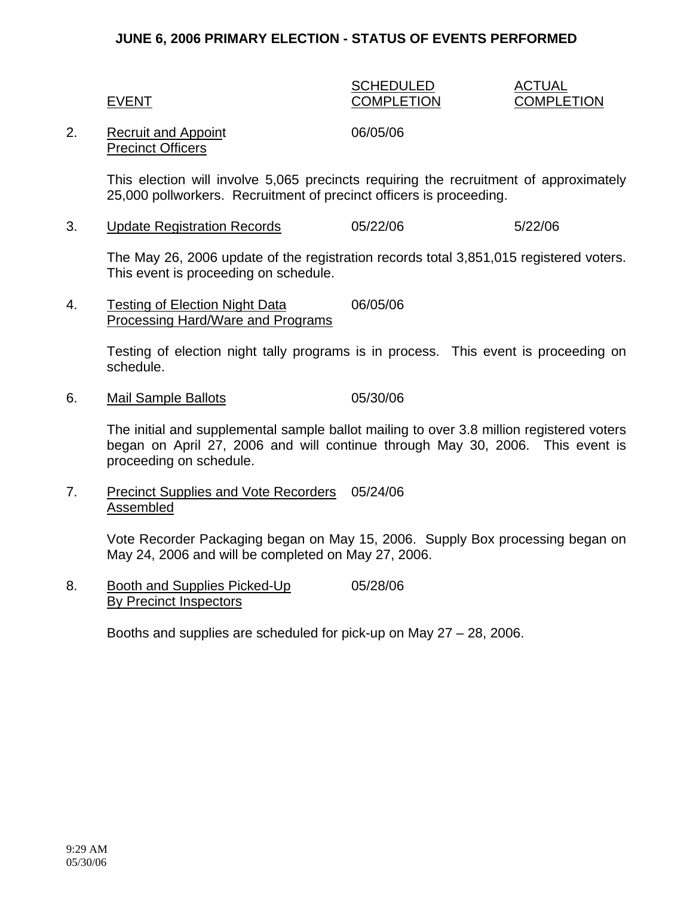## JUNE 6, 2006 PRIMARY ELECTION - STATUS OF EVENTS PERFORMED

| | EVENT | SCHEDULED COMPLETION | ACTUAL COMPLETION |
|---|---|---|---|
| 2. | Recruit and Appoint Precinct Officers | 06/05/06 | |

This election will involve 5,065 precincts requiring the recruitment of approximately 25,000 pollworkers. Recruitment of precinct officers is proceeding.

| | EVENT | SCHEDULED COMPLETION | ACTUAL COMPLETION |
|---|---|---|---|
| 3. | Update Registration Records | 05/22/06 | 5/22/06 |

The May 26, 2006 update of the registration records total 3,851,015 registered voters. This event is proceeding on schedule.

| | EVENT | SCHEDULED COMPLETION | ACTUAL COMPLETION |
|---|---|---|---|
| 4. | Testing of Election Night Data Processing Hard/Ware and Programs | 06/05/06 | |

Testing of election night tally programs is in process. This event is proceeding on schedule.

| | EVENT | SCHEDULED COMPLETION | ACTUAL COMPLETION |
|---|---|---|---|
| 6. | Mail Sample Ballots | 05/30/06 | |

The initial and supplemental sample ballot mailing to over 3.8 million registered voters began on April 27, 2006 and will continue through May 30, 2006. This event is proceeding on schedule.

| | EVENT | SCHEDULED COMPLETION | ACTUAL COMPLETION |
|---|---|---|---|
| 7. | Precinct Supplies and Vote Recorders Assembled | 05/24/06 | |

Vote Recorder Packaging began on May 15, 2006. Supply Box processing began on May 24, 2006 and will be completed on May 27, 2006.

| | EVENT | SCHEDULED COMPLETION | ACTUAL COMPLETION |
|---|---|---|---|
| 8. | Booth and Supplies Picked-Up By Precinct Inspectors | 05/28/06 | |

Booths and supplies are scheduled for pick-up on May 27 – 28, 2006.

9:29 AM
05/30/06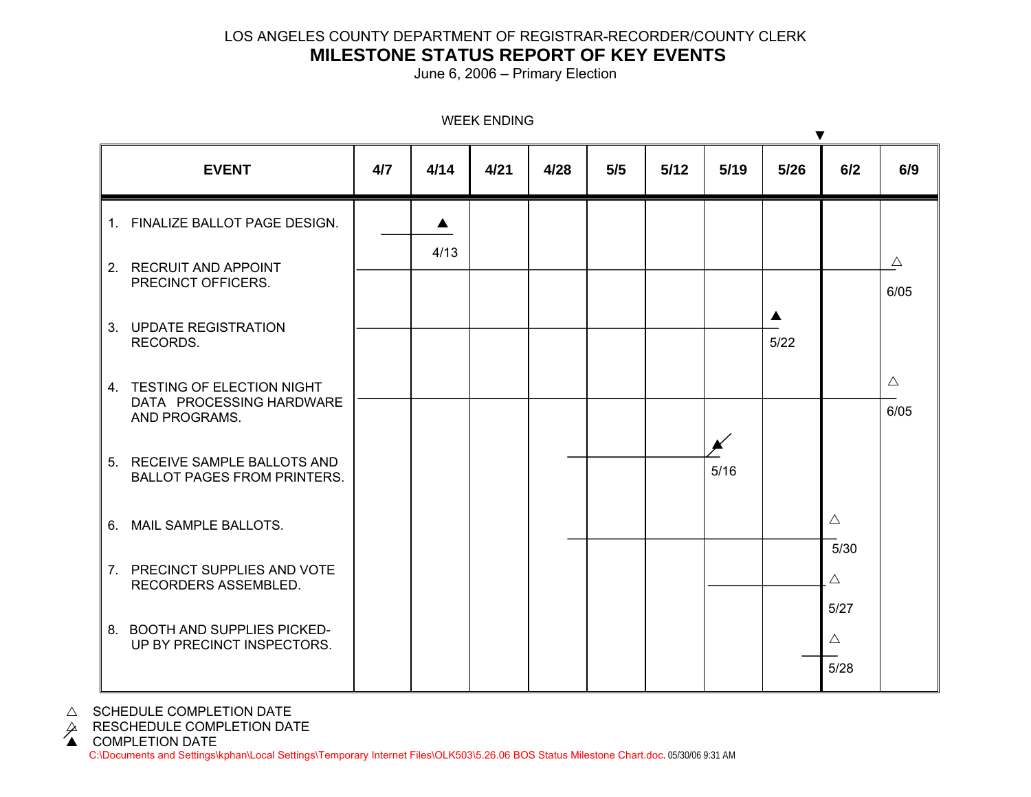LOS ANGELES COUNTY DEPARTMENT OF REGISTRAR-RECORDER/COUNTY CLERK

# MILESTONE STATUS REPORT OF KEY EVENTS

June 6, 2006 – Primary Election

WEEK ENDING

| EVENT | 4/7 | 4/14 | 4/21 | 4/28 | 5/5 | 5/12 | 5/19 | 5/26 | 6/2 | 6/9 |
|---|---|---|---|---|---|---|---|---|---|---|
| 1. FINALIZE BALLOT PAGE DESIGN. | | ▲ 4/13 | | | | | | | | |
| 2. RECRUIT AND APPOINT PRECINCT OFFICERS. | | | | | | | | | | △ 6/05 |
| 3. UPDATE REGISTRATION RECORDS. | | | | | | | | ▲ 5/22 | | |
| 4. TESTING OF ELECTION NIGHT DATA PROCESSING HARDWARE AND PROGRAMS. | | | | | | | | | | △ 6/05 |
| 5. RECEIVE SAMPLE BALLOTS AND BALLOT PAGES FROM PRINTERS. | | | | | | | ▲̸ 5/16 | | | |
| 6. MAIL SAMPLE BALLOTS. | | | | | | | | | △ 5/30 | |
| 7. PRECINCT SUPPLIES AND VOTE RECORDERS ASSEMBLED. | | | | | | | | | △ 5/27 | |
| 8. BOOTH AND SUPPLIES PICKED-UP BY PRECINCT INSPECTORS. | | | | | | | | | △ 5/28 | |

△ SCHEDULE COMPLETION DATE

△̸ RESCHEDULE COMPLETION DATE

▲ COMPLETION DATE

C:\Documents and Settings\kphan\Local Settings\Temporary Internet Files\OLK503\5.26.06 BOS Status Milestone Chart.doc. 05/30/06 9:31 AM